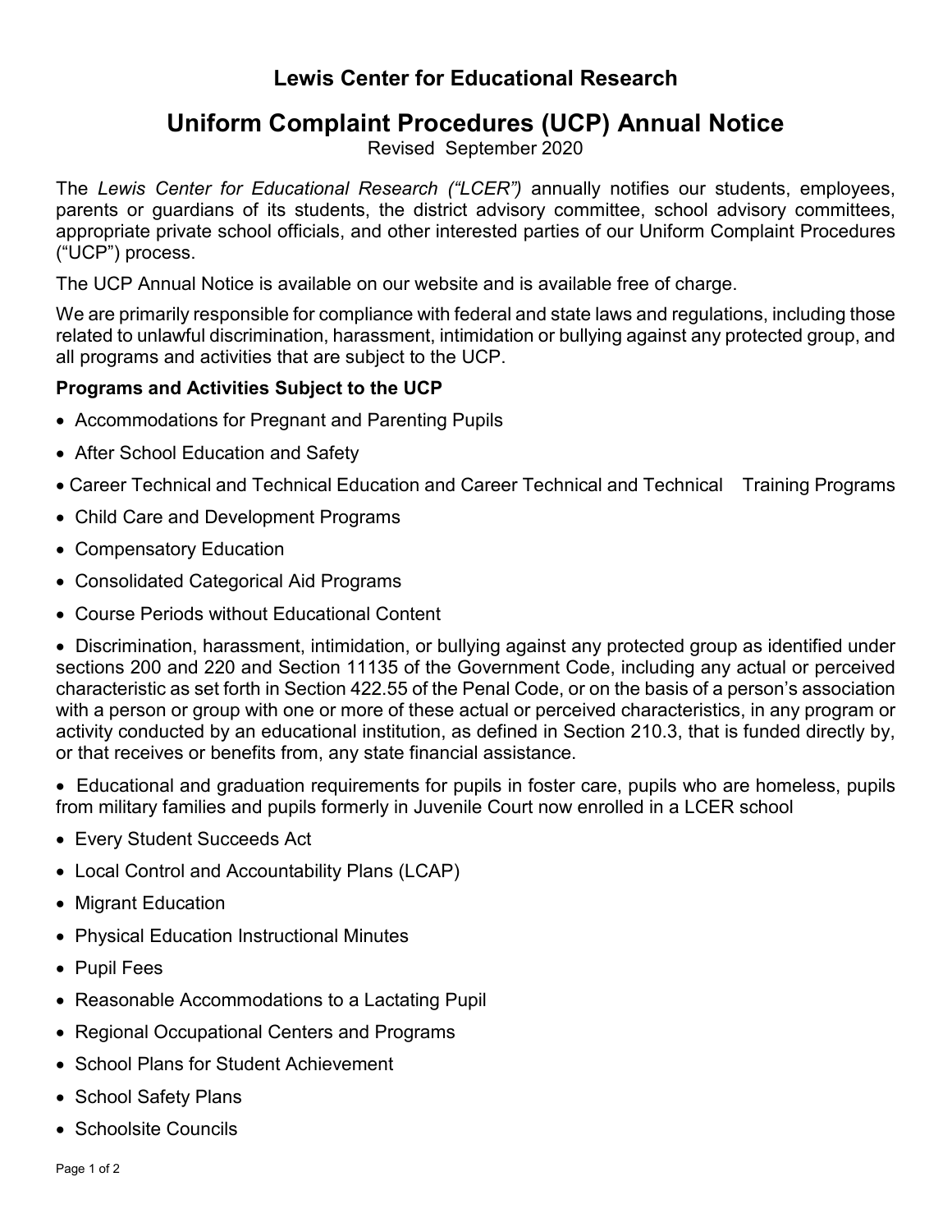## Lewis Center for Educational Research

# Uniform Complaint Procedures (UCP) Annual Notice

Revised September 2020

The *Lewis Center for Educational Research ("LCER")* annually notifies our students, employees, parents or guardians of its students, the district advisory committee, school advisory committees, appropriate private school officials, and other interested parties of our Uniform Complaint Procedures ("UCP") process.

The UCP Annual Notice is available on our website and is available free of charge.

We are primarily responsible for compliance with federal and state laws and regulations, including those related to unlawful discrimination, harassment, intimidation or bullying against any protected group, and all programs and activities that are subject to the UCP.

**Programs and Activities Subject to the UCP**

- Accommodations for Pregnant and Parenting Pupils
- After School Education and Safety
- Career Technical and Technical Education and Career Technical and Technical Training Programs
- Child Care and Development Programs
- Compensatory Education
- Consolidated Categorical Aid Programs
- Course Periods without Educational Content
- Discrimination, harassment, intimidation, or bullying against any protected group as identified under sections 200 and 220 and Section 11135 of the Government Code, including any actual or perceived characteristic as set forth in Section 422.55 of the Penal Code, or on the basis of a person's association with a person or group with one or more of these actual or perceived characteristics, in any program or activity conducted by an educational institution, as defined in Section 210.3, that is funded directly by, or that receives or benefits from, any state financial assistance.
- Educational and graduation requirements for pupils in foster care, pupils who are homeless, pupils from military families and pupils formerly in Juvenile Court now enrolled in a LCER school
- Every Student Succeeds Act
- Local Control and Accountability Plans (LCAP)
- Migrant Education
- Physical Education Instructional Minutes
- Pupil Fees
- Reasonable Accommodations to a Lactating Pupil
- Regional Occupational Centers and Programs
- School Plans for Student Achievement
- School Safety Plans
- Schoolsite Councils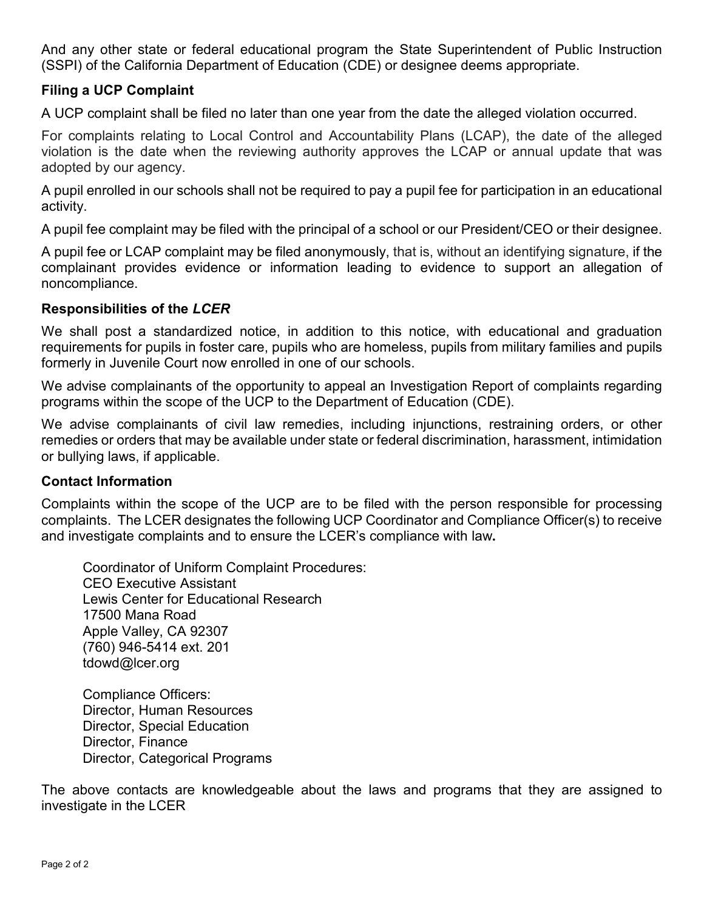And any other state or federal educational program the State Superintendent of Public Instruction (SSPI) of the California Department of Education (CDE) or designee deems appropriate.

### Filing a UCP Complaint

A UCP complaint shall be filed no later than one year from the date the alleged violation occurred.

For complaints relating to Local Control and Accountability Plans (LCAP), the date of the alleged violation is the date when the reviewing authority approves the LCAP or annual update that was adopted by our agency.

A pupil enrolled in our schools shall not be required to pay a pupil fee for participation in an educational activity.

A pupil fee complaint may be filed with the principal of a school or our President/CEO or their designee.

A pupil fee or LCAP complaint may be filed anonymously, that is, without an identifying signature, if the complainant provides evidence or information leading to evidence to support an allegation of noncompliance.

### Responsibilities of the *LCER*

We shall post a standardized notice, in addition to this notice, with educational and graduation requirements for pupils in foster care, pupils who are homeless, pupils from military families and pupils formerly in Juvenile Court now enrolled in one of our schools.

We advise complainants of the opportunity to appeal an Investigation Report of complaints regarding programs within the scope of the UCP to the Department of Education (CDE).

We advise complainants of civil law remedies, including injunctions, restraining orders, or other remedies or orders that may be available under state or federal discrimination, harassment, intimidation or bullying laws, if applicable.

### Contact Information

Complaints within the scope of the UCP are to be filed with the person responsible for processing complaints. The LCER designates the following UCP Coordinator and Compliance Officer(s) to receive and investigate complaints and to ensure the LCER's compliance with law**.**

Coordinator of Uniform Complaint Procedures:
CEO Executive Assistant
Lewis Center for Educational Research
17500 Mana Road
Apple Valley, CA 92307
(760) 946-5414 ext. 201
tdowd@lcer.org

Compliance Officers:
Director, Human Resources
Director, Special Education
Director, Finance
Director, Categorical Programs

The above contacts are knowledgeable about the laws and programs that they are assigned to investigate in the LCER